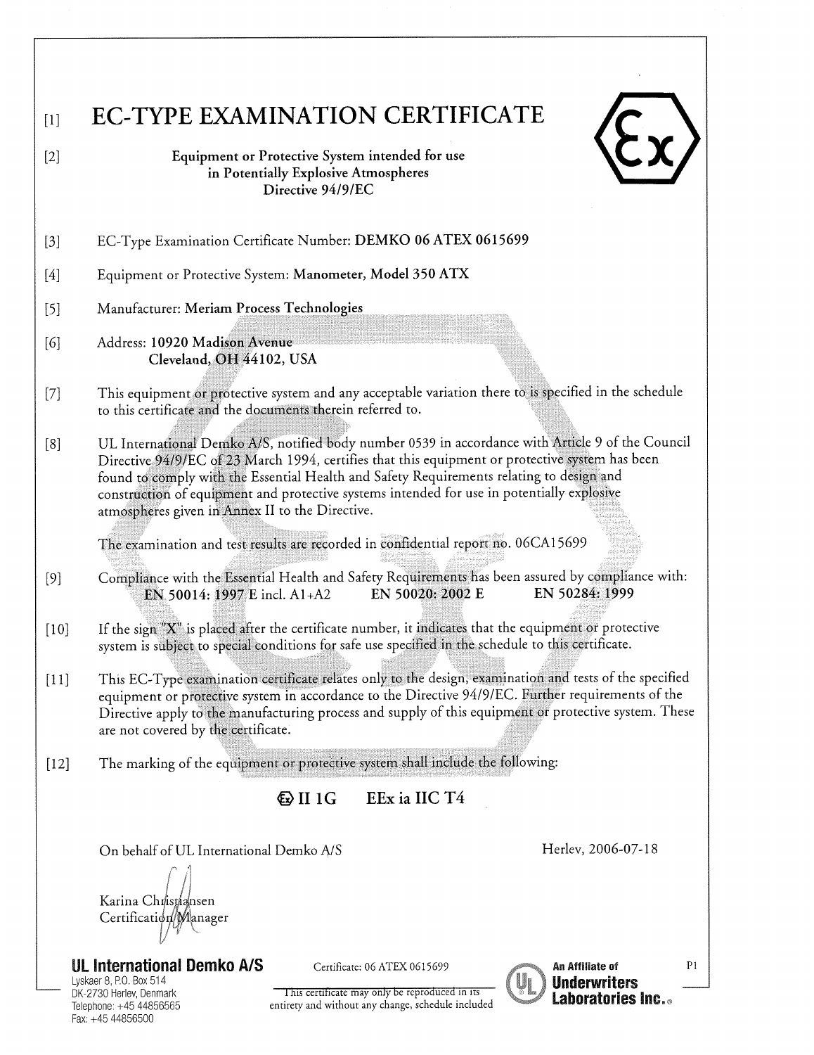# [1] EC-TYPE EXAMINATION CERTIFICATE

[2] **Equipment or Protective System intended for use in Potentially Explosive Atmospheres Directive 94/9/EC**

[3] EC-Type Examination Certificate Number: **DEMKO 06 ATEX 0615699**

[4] Equipment or Protective System: **Manometer, Model 350 ATX**

[5] Manufacturer: **Meriam Process Technologies**

[6] Address: **10920 Madison Avenue**
**Cleveland, OH 44102, USA**

[7] This equipment or protective system and any acceptable variation there to is specified in the schedule to this certificate and the documents therein referred to.

[8] UL International Demko A/S, notified body number 0539 in accordance with Article 9 of the Council Directive 94/9/EC of 23 March 1994, certifies that this equipment or protective system has been found to comply with the Essential Health and Safety Requirements relating to design and construction of equipment and protective systems intended for use in potentially explosive atmospheres given in Annex II to the Directive.

The examination and test results are recorded in confidential report no. 06CA15699

[9] Compliance with the Essential Health and Safety Requirements has been assured by compliance with:
**EN 50014: 1997** E incl. A1+A2 **EN 50020: 2002 E** **EN 50284: 1999**

[10] If the sign "X" is placed after the certificate number, it indicates that the equipment or protective system is subject to special conditions for safe use specified in the schedule to this certificate.

[11] This EC-Type examination certificate relates only to the design, examination and tests of the specified equipment or protective system in accordance to the Directive 94/9/EC. Further requirements of the Directive apply to the manufacturing process and supply of this equipment or protective system. These are not covered by the certificate.

[12] The marking of the equipment or protective system shall include the following:

**Ex II 1G EEx ia IIC T4**

On behalf of UL International Demko A/S

Herlev, 2006-07-18

Karina Christiansen
Certification Manager

**UL International Demko A/S**
Lyskaer 8, P.O. Box 514
DK-2730 Herlev, Denmark
Telephone: +45 44856565
Fax: +45 44856500

Certificate: 06 ATEX 0615699

This certificate may only be reproduced in its entirety and without any change, schedule included

**An Affiliate of Underwriters Laboratories Inc.®**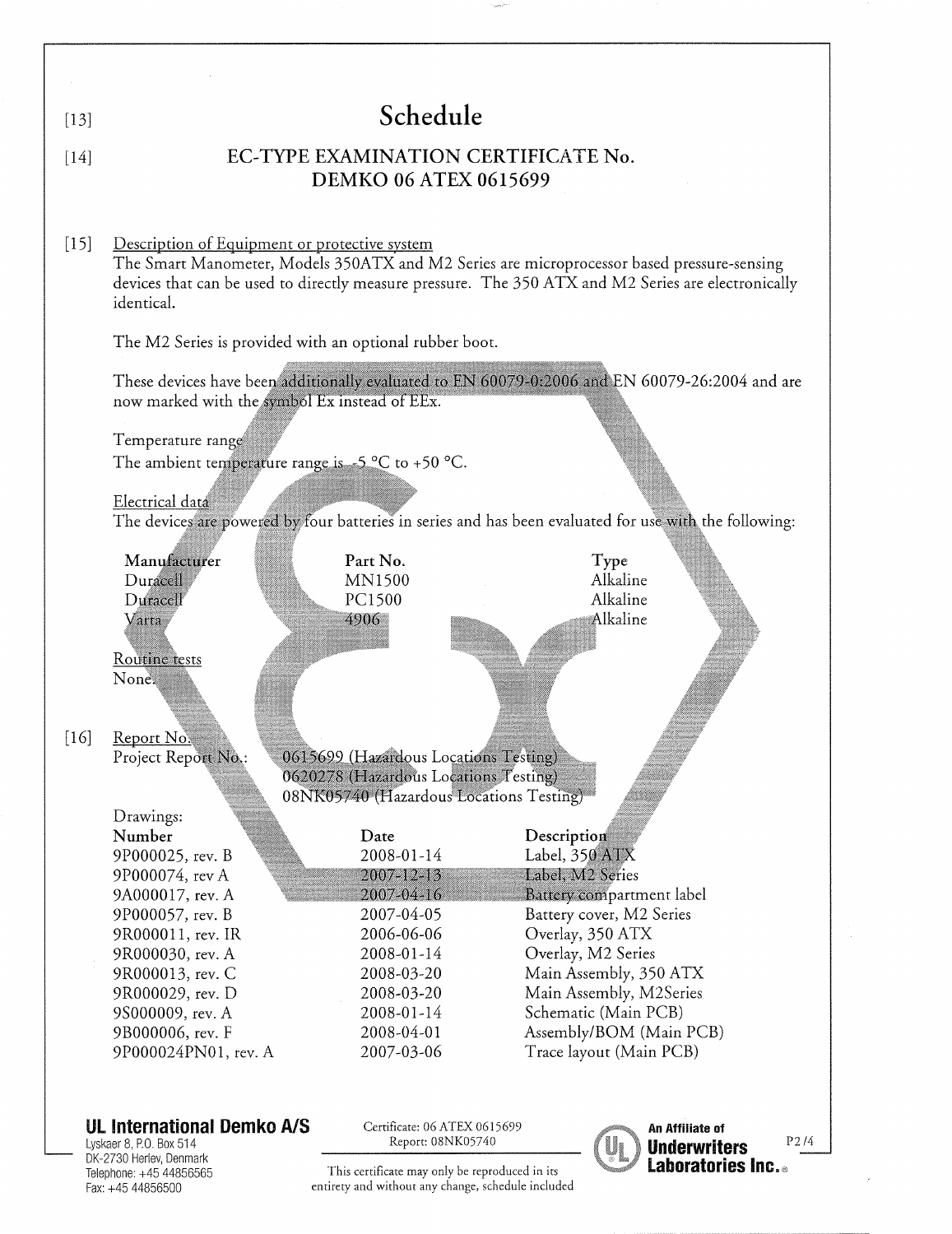[13]

# Schedule

[14]

## EC-TYPE EXAMINATION CERTIFICATE No. DEMKO 06 ATEX 0615699

[15] Description of Equipment or protective system

The Smart Manometer, Models 350ATX and M2 Series are microprocessor based pressure-sensing devices that can be used to directly measure pressure. The 350 ATX and M2 Series are electronically identical.

The M2 Series is provided with an optional rubber boot.

These devices have been additionally evaluated to EN 60079-0:2006 and EN 60079-26:2004 and are now marked with the symbol Ex instead of EEx.

Temperature range

The ambient temperature range is -5 °C to +50 °C.

Electrical data

The devices are powered by four batteries in series and has been evaluated for use with the following:

| Manufacturer | Part No. | Type |
|---|---|---|
| Duracell | MN1500 | Alkaline |
| Duracell | PC1500 | Alkaline |
| Varta | 4906 | Alkaline |

Routine tests

None.

[16] Report No.

Project Report No.: 0615699 (Hazardous Locations Testing)
0620278 (Hazardous Locations Testing)
08NK05740 (Hazardous Locations Testing)

Drawings:

| Number | Date | Description |
|---|---|---|
| 9P000025, rev. B | 2008-01-14 | Label, 350 ATX |
| 9P000074, rev A | 2007-12-13 | Label, M2 Series |
| 9A000017, rev. A | 2007-04-16 | Battery compartment label |
| 9P000057, rev. B | 2007-04-05 | Battery cover, M2 Series |
| 9R000011, rev. IR | 2006-06-06 | Overlay, 350 ATX |
| 9R000030, rev. A | 2008-01-14 | Overlay, M2 Series |
| 9R000013, rev. C | 2008-03-20 | Main Assembly, 350 ATX |
| 9R000029, rev. D | 2008-03-20 | Main Assembly, M2Series |
| 9S000009, rev. A | 2008-01-14 | Schematic (Main PCB) |
| 9B000006, rev. F | 2008-04-01 | Assembly/BOM (Main PCB) |
| 9P000024PN01, rev. A | 2007-03-06 | Trace layout (Main PCB) |

**UL International Demko A/S**
Lyskaer 8, P.O. Box 514
DK-2730 Herlev, Denmark
Telephone: +45 44856565
Fax: +45 44856500

Certificate: 06 ATEX 0615699
Report: 08NK05740

This certificate may only be reproduced in its entirety and without any change, schedule included

**An Affiliate of Underwriters Laboratories Inc.®**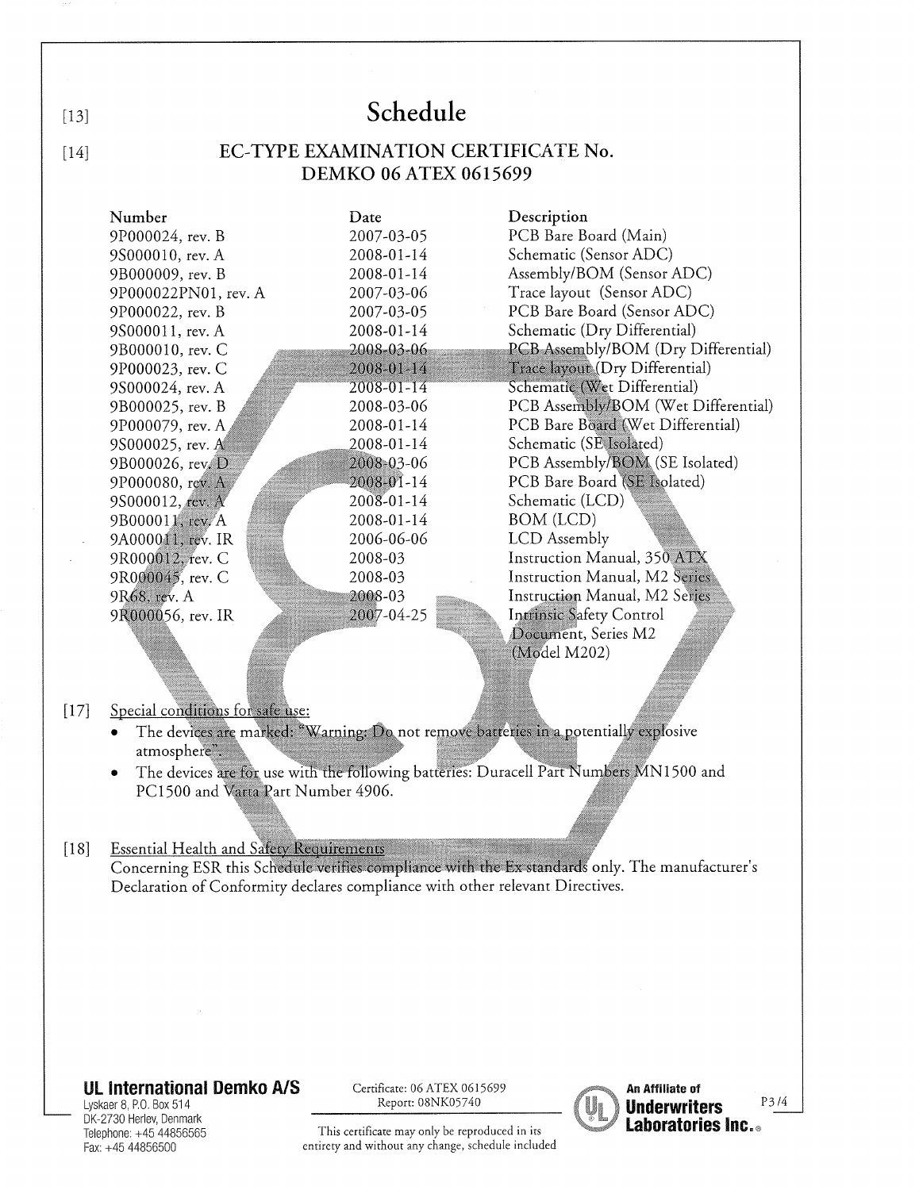[13]

# Schedule

[14]

## EC-TYPE EXAMINATION CERTIFICATE No. DEMKO 06 ATEX 0615699

| Number | Date | Description |
|---|---|---|
| 9P000024, rev. B | 2007-03-05 | PCB Bare Board (Main) |
| 9S000010, rev. A | 2008-01-14 | Schematic (Sensor ADC) |
| 9B000009, rev. B | 2008-01-14 | Assembly/BOM (Sensor ADC) |
| 9P000022PN01, rev. A | 2007-03-06 | Trace layout (Sensor ADC) |
| 9P000022, rev. B | 2007-03-05 | PCB Bare Board (Sensor ADC) |
| 9S000011, rev. A | 2008-01-14 | Schematic (Dry Differential) |
| 9B000010, rev. C | 2008-03-06 | PCB Assembly/BOM (Dry Differential) |
| 9P000023, rev. C | 2008-01-14 | Trace layout (Dry Differential) |
| 9S000024, rev. A | 2008-01-14 | Schematic (Wet Differential) |
| 9B000025, rev. B | 2008-03-06 | PCB Assembly/BOM (Wet Differential) |
| 9P000079, rev. A | 2008-01-14 | PCB Bare Board (Wet Differential) |
| 9S000025, rev. A | 2008-01-14 | Schematic (SE Isolated) |
| 9B000026, rev. D | 2008-03-06 | PCB Assembly/BOM (SE Isolated) |
| 9P000080, rev. A | 2008-01-14 | PCB Bare Board (SE Isolated) |
| 9S000012, rev. A | 2008-01-14 | Schematic (LCD) |
| 9B000011, rev. A | 2008-01-14 | BOM (LCD) |
| 9A000011, rev. IR | 2006-06-06 | LCD Assembly |
| 9R000012, rev. C | 2008-03 | Instruction Manual, 350 ATX |
| 9R000045, rev. C | 2008-03 | Instruction Manual, M2 Series |
| 9R68, rev. A | 2008-03 | Instruction Manual, M2 Series |
| 9R000056, rev. IR | 2007-04-25 | Intrinsic Safety Control Document, Series M2 (Model M202) |

[17] Special conditions for safe use:

- The devices are marked: "Warning: Do not remove batteries in a potentially explosive atmosphere".
- The devices are for use with the following batteries: Duracell Part Numbers MN1500 and PC1500 and Varta Part Number 4906.

[18] Essential Health and Safety Requirements

Concerning ESR this Schedule verifies compliance with the Ex standards only. The manufacturer's Declaration of Conformity declares compliance with other relevant Directives.

**UL International Demko A/S**
Lyskaer 8, P.O. Box 514
DK-2730 Herlev, Denmark
Telephone: +45 44856565
Fax: +45 44856500

Certificate: 06 ATEX 0615699
Report: 08NK05740

This certificate may only be reproduced in its entirety and without any change, schedule included

An Affiliate of **Underwriters Laboratories Inc.®**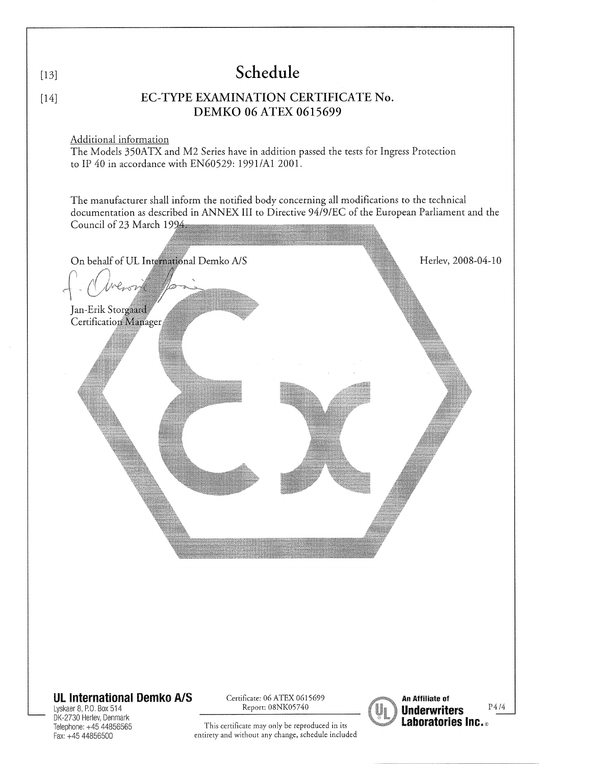[13]

# Schedule

[14]

## EC-TYPE EXAMINATION CERTIFICATE No. DEMKO 06 ATEX 0615699

Additional information

The Models 350ATX and M2 Series have in addition passed the tests for Ingress Protection to IP 40 in accordance with EN60529: 1991/A1 2001.

The manufacturer shall inform the notified body concerning all modifications to the technical documentation as described in ANNEX III to Directive 94/9/EC of the European Parliament and the Council of 23 March 1994.

On behalf of UL International Demko A/S

Herlev, 2008-04-10

Jan-Erik Storgaard
Certification Manager

**UL International Demko A/S**
Lyskaer 8, P.O. Box 514
DK-2730 Herlev, Denmark
Telephone: +45 44856565
Fax: +45 44856500

Certificate: 06 ATEX 0615699
Report: 08NK05740

This certificate may only be reproduced in its entirety and without any change, schedule included

An Affiliate of **Underwriters Laboratories Inc.**®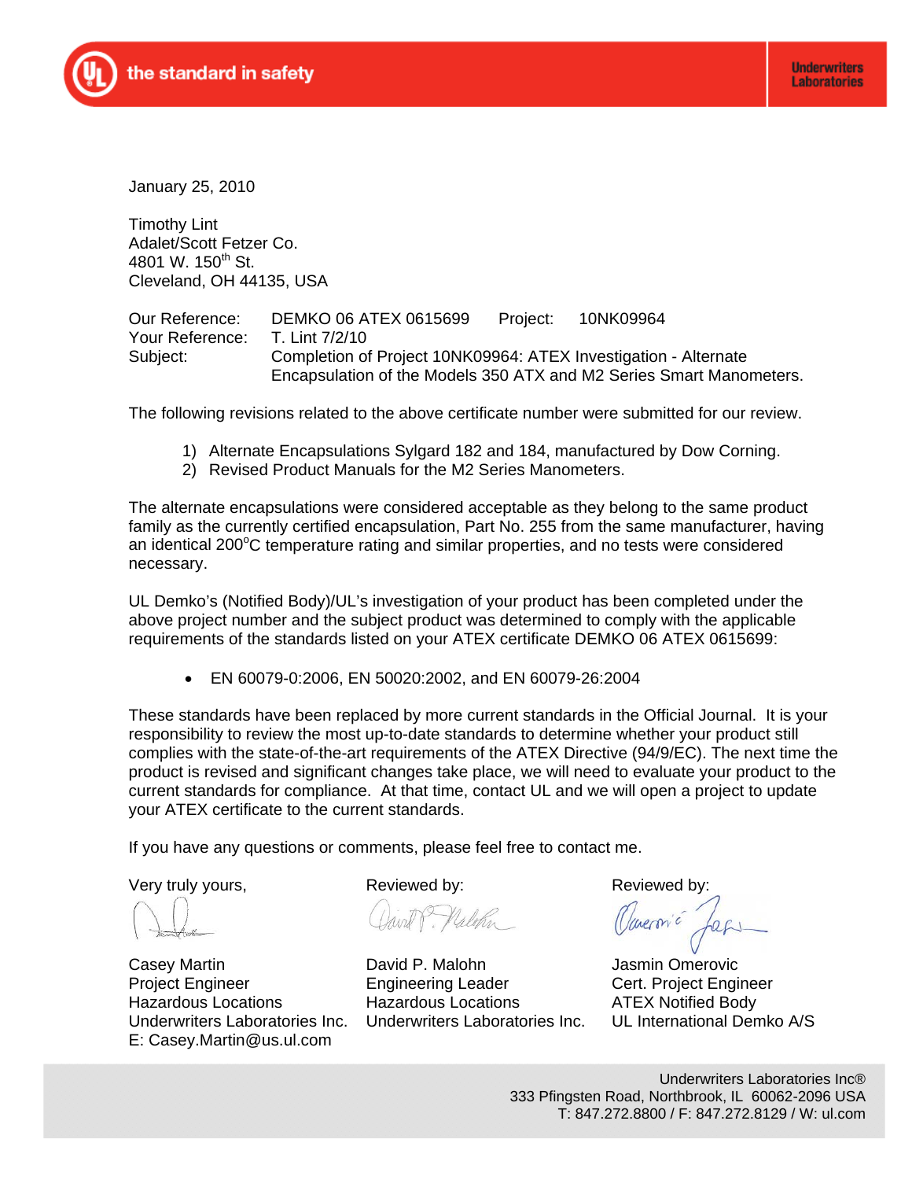the standard in safety

Underwriters Laboratories

January 25, 2010

Timothy Lint
Adalet/Scott Fetzer Co.
4801 W. 150th St.
Cleveland, OH 44135, USA

Our Reference: DEMKO 06 ATEX 0615699 Project: 10NK09964
Your Reference: T. Lint 7/2/10
Subject: Completion of Project 10NK09964: ATEX Investigation - Alternate Encapsulation of the Models 350 ATX and M2 Series Smart Manometers.

The following revisions related to the above certificate number were submitted for our review.

1) Alternate Encapsulations Sylgard 182 and 184, manufactured by Dow Corning.
2) Revised Product Manuals for the M2 Series Manometers.

The alternate encapsulations were considered acceptable as they belong to the same product family as the currently certified encapsulation, Part No. 255 from the same manufacturer, having an identical 200°C temperature rating and similar properties, and no tests were considered necessary.

UL Demko's (Notified Body)/UL's investigation of your product has been completed under the above project number and the subject product was determined to comply with the applicable requirements of the standards listed on your ATEX certificate DEMKO 06 ATEX 0615699:

- EN 60079-0:2006, EN 50020:2002, and EN 60079-26:2004

These standards have been replaced by more current standards in the Official Journal. It is your responsibility to review the most up-to-date standards to determine whether your product still complies with the state-of-the-art requirements of the ATEX Directive (94/9/EC). The next time the product is revised and significant changes take place, we will need to evaluate your product to the current standards for compliance. At that time, contact UL and we will open a project to update your ATEX certificate to the current standards.

If you have any questions or comments, please feel free to contact me.

Very truly yours,

Casey Martin
Project Engineer
Hazardous Locations
Underwriters Laboratories Inc.
E: Casey.Martin@us.ul.com

Reviewed by:

David P. Malohn
Engineering Leader
Hazardous Locations
Underwriters Laboratories Inc.

Reviewed by:

Jasmin Omerovic
Cert. Project Engineer
ATEX Notified Body
UL International Demko A/S

Underwriters Laboratories Inc®
333 Pfingsten Road, Northbrook, IL 60062-2096 USA
T: 847.272.8800 / F: 847.272.8129 / W: ul.com